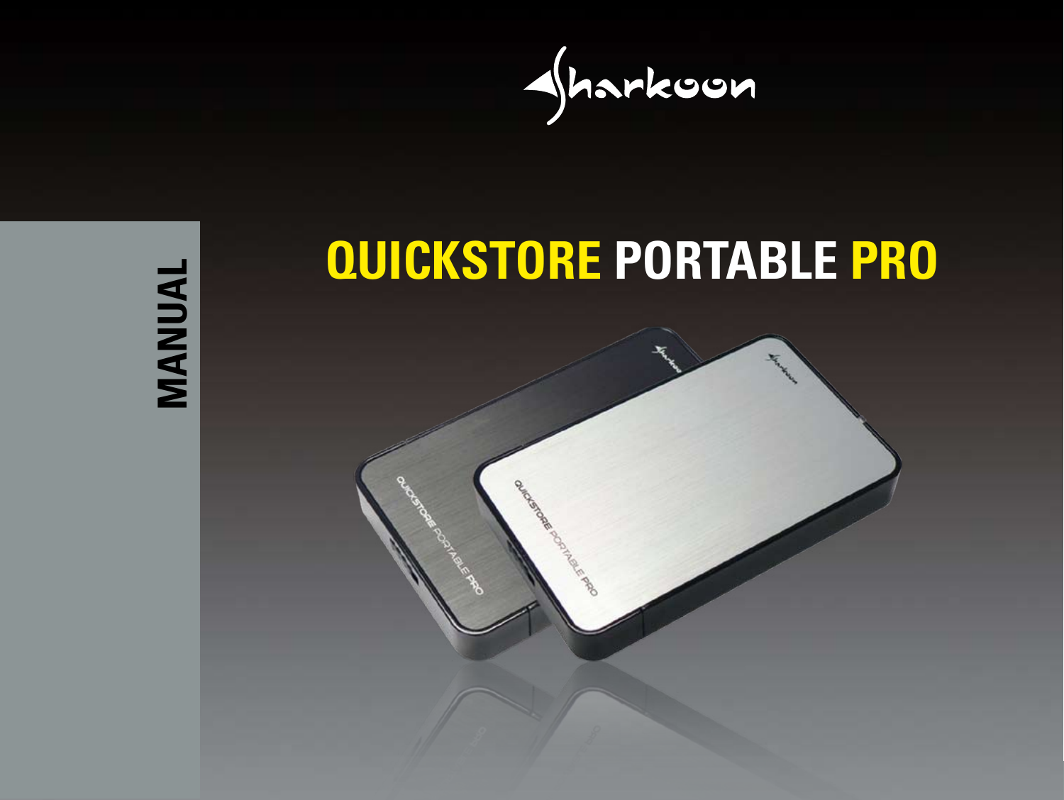Sharkoon

MANUAL

# QUICKSTORE PORTABLE PRO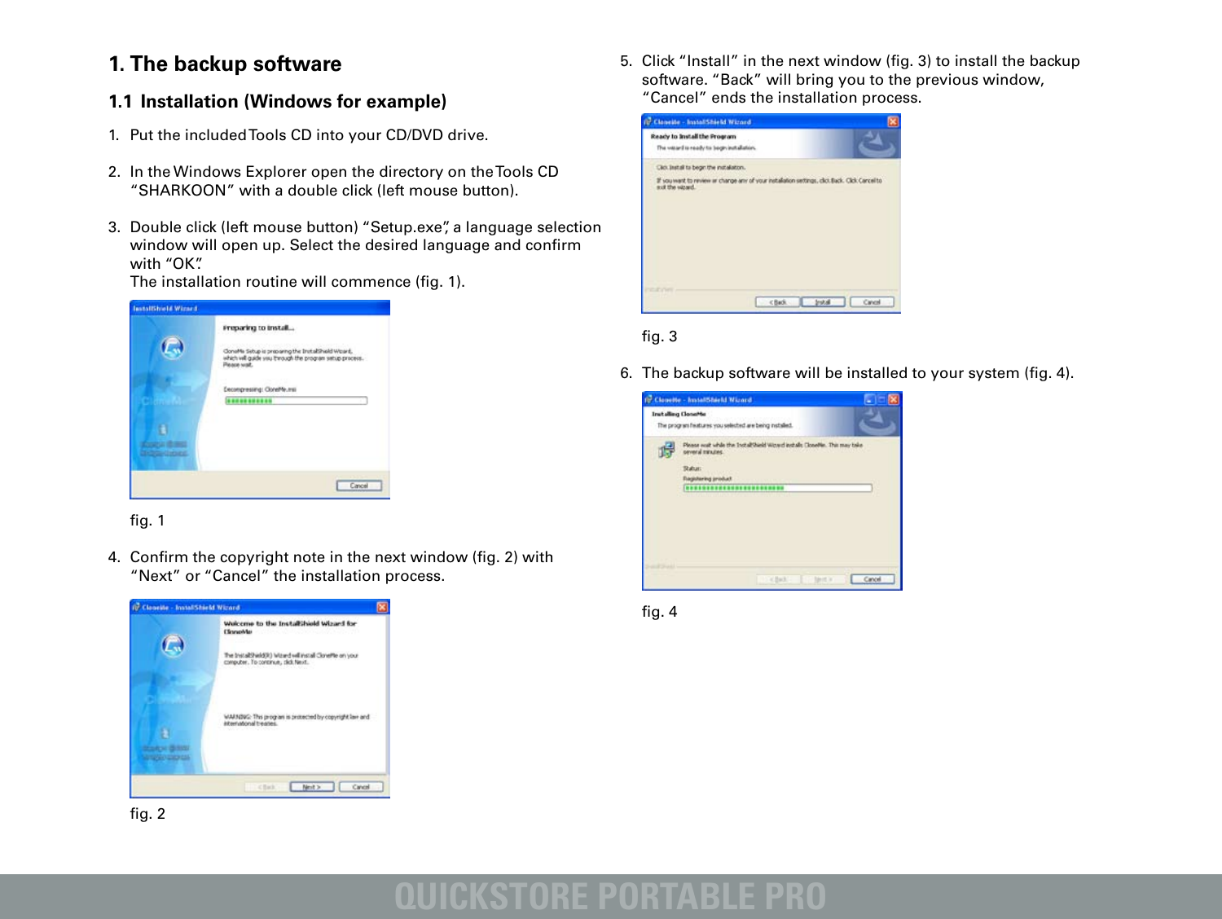# 1. The backup software

## 1.1 Installation (Windows for example)

1. Put the included Tools CD into your CD/DVD drive.

2. In the Windows Explorer open the directory on the Tools CD "SHARKOON" with a double click (left mouse button).

3. Double click (left mouse button) "Setup.exe", a language selection window will open up. Select the desired language and confirm with "OK".
   The installation routine will commence (fig. 1).

fig. 1

4. Confirm the copyright note in the next window (fig. 2) with "Next" or "Cancel" the installation process.

fig. 2

5. Click "Install" in the next window (fig. 3) to install the backup software. "Back" will bring you to the previous window, "Cancel" ends the installation process.

fig. 3

6. The backup software will be installed to your system (fig. 4).

fig. 4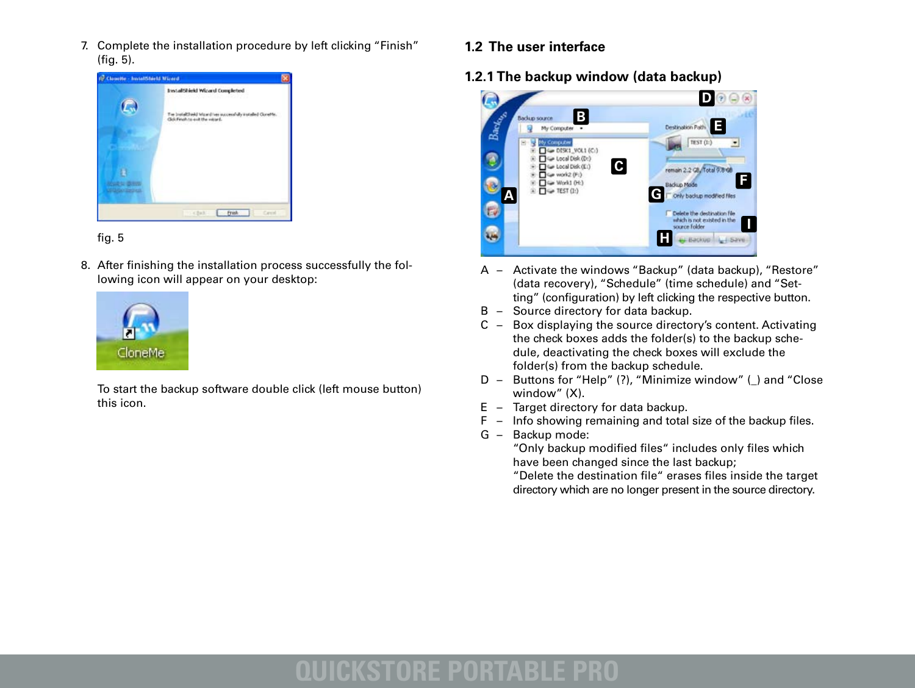7. Complete the installation procedure by left clicking "Finish" (fig. 5).

fig. 5

8. After finishing the installation process successfully the following icon will appear on your desktop:

To start the backup software double click (left mouse button) this icon.

## 1.2 The user interface

### 1.2.1 The backup window (data backup)

A – Activate the windows "Backup" (data backup), "Restore" (data recovery), "Schedule" (time schedule) and "Setting" (configuration) by left clicking the respective button.

B – Source directory for data backup.

C – Box displaying the source directory's content. Activating the check boxes adds the folder(s) to the backup schedule, deactivating the check boxes will exclude the folder(s) from the backup schedule.

D – Buttons for "Help" (?), "Minimize window" (_) and "Close window" (X).

E – Target directory for data backup.

F – Info showing remaining and total size of the backup files.

G – Backup mode:
"Only backup modified files" includes only files which have been changed since the last backup;
"Delete the destination file" erases files inside the target directory which are no longer present in the source directory.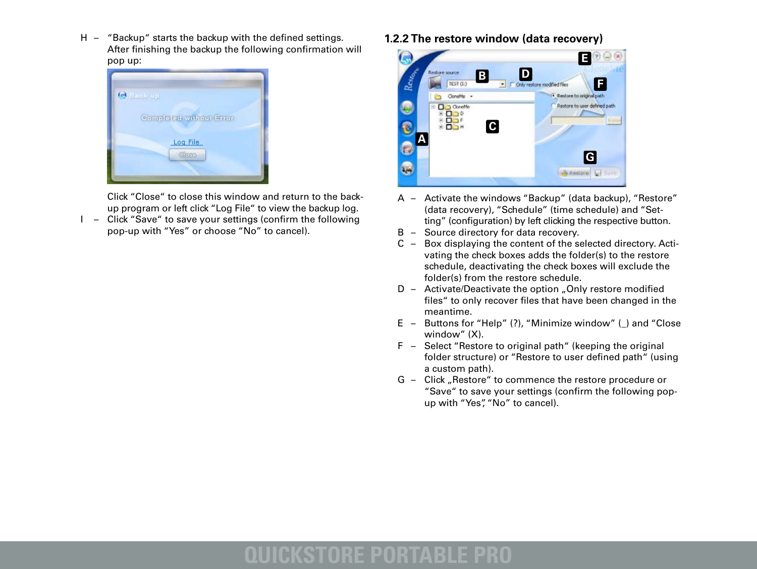H – “Backup“ starts the backup with the defined settings. After finishing the backup the following confirmation will pop up:

Click “Close“ to close this window and return to the back-up program or left click “Log File“ to view the backup log.

I – Click “Save“ to save your settings (confirm the following pop-up with “Yes” or choose “No” to cancel).

### 1.2.2 The restore window (data recovery)

A – Activate the windows “Backup” (data backup), “Restore” (data recovery), “Schedule” (time schedule) and “Set-ting” (configuration) by left clicking the respective button.

B – Source directory for data recovery.

C – Box displaying the content of the selected directory. Acti-vating the check boxes adds the folder(s) to the restore schedule, deactivating the check boxes will exclude the folder(s) from the restore schedule.

D – Activate/Deactivate the option „Only restore modified files“ to only recover files that have been changed in the meantime.

E – Buttons for “Help” (?), “Minimize window” (_) and “Close window” (X).

F – Select “Restore to original path“ (keeping the original folder structure) or “Restore to user defined path“ (using a custom path).

G – Click „Restore“ to commence the restore procedure or “Save“ to save your settings (confirm the following pop-up with “Yes”, “No” to cancel).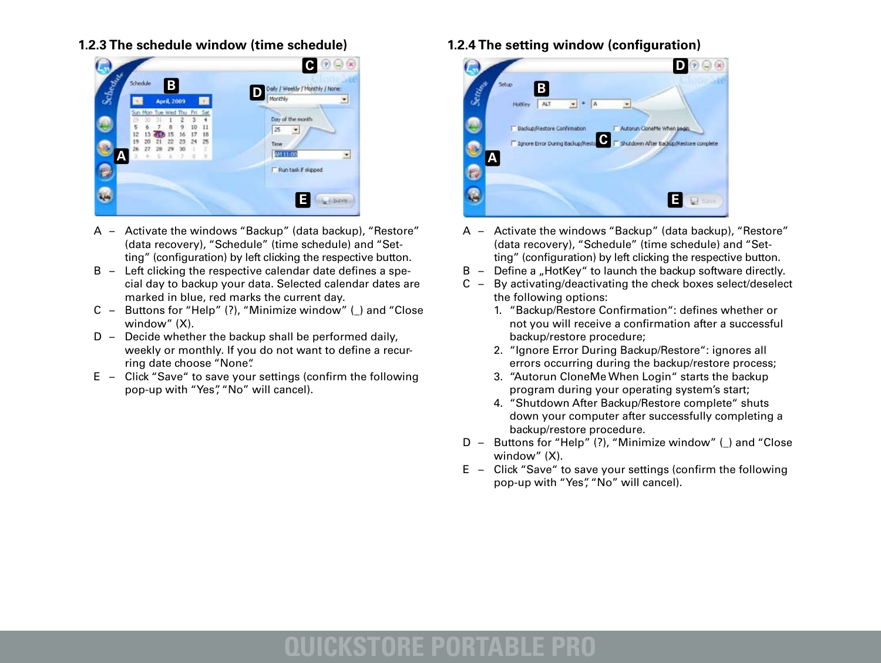### 1.2.3 The schedule window (time schedule)

A – Activate the windows "Backup" (data backup), "Restore" (data recovery), "Schedule" (time schedule) and "Setting" (configuration) by left clicking the respective button.

B – Left clicking the respective calendar date defines a special day to backup your data. Selected calendar dates are marked in blue, red marks the current day.

C – Buttons for "Help" (?), "Minimize window" (_) and "Close window" (X).

D – Decide whether the backup shall be performed daily, weekly or monthly. If you do not want to define a recurring date choose "None".

E – Click "Save" to save your settings (confirm the following pop-up with "Yes", "No" will cancel).

### 1.2.4 The setting window (configuration)

A – Activate the windows "Backup" (data backup), "Restore" (data recovery), "Schedule" (time schedule) and "Setting" (configuration) by left clicking the respective button.

B – Define a „HotKey" to launch the backup software directly.

C – By activating/deactivating the check boxes select/deselect the following options:

1. "Backup/Restore Confirmation": defines whether or not you will receive a confirmation after a successful backup/restore procedure;
2. "Ignore Error During Backup/Restore": ignores all errors occurring during the backup/restore process;
3. "Autorun CloneMe When Login" starts the backup program during your operating system's start;
4. "Shutdown After Backup/Restore complete" shuts down your computer after successfully completing a backup/restore procedure.

D – Buttons for "Help" (?), "Minimize window" (_) and "Close window" (X).

E – Click "Save" to save your settings (confirm the following pop-up with "Yes", "No" will cancel).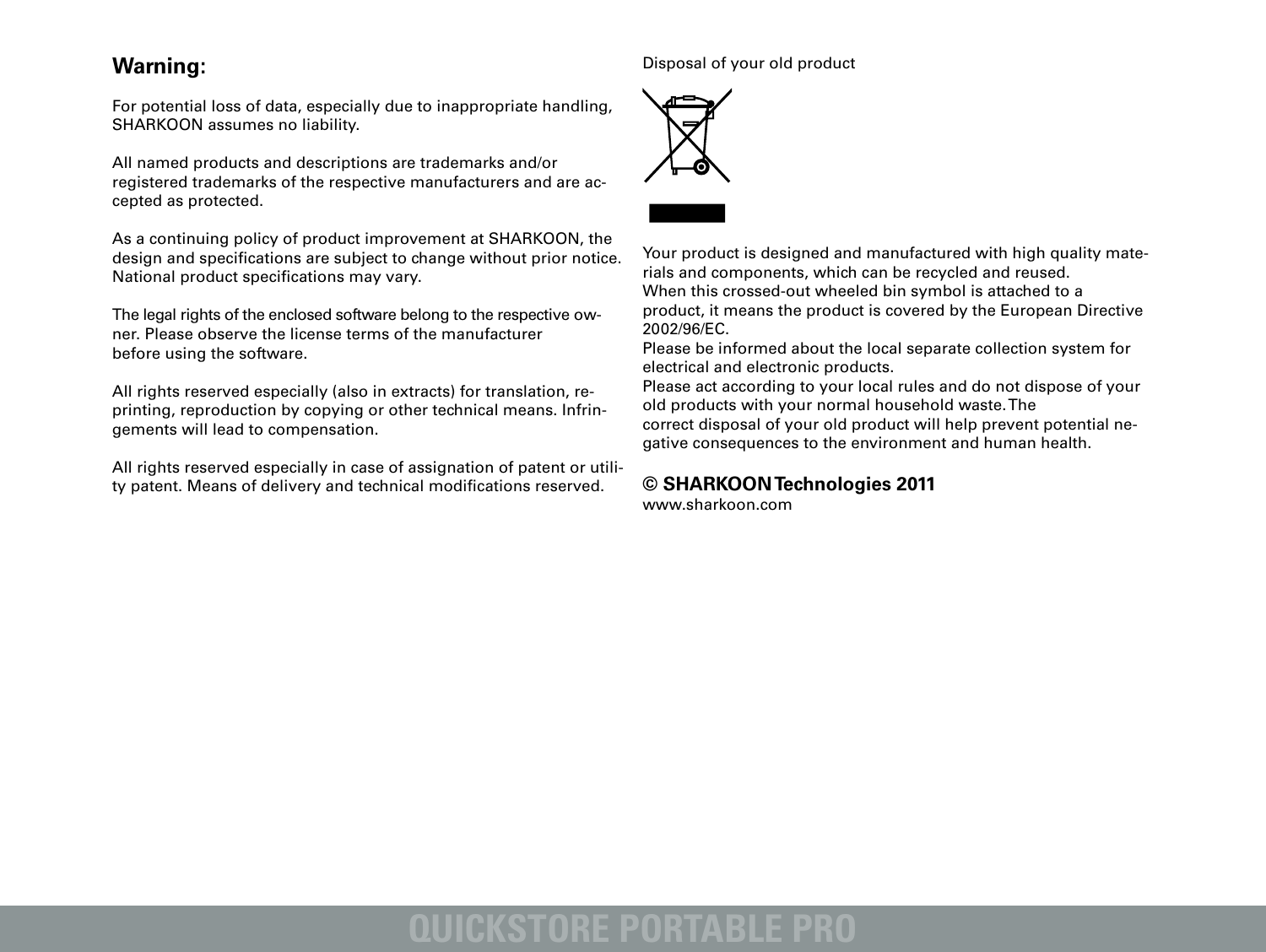## Warning:

For potential loss of data, especially due to inappropriate handling, SHARKOON assumes no liability.

All named products and descriptions are trademarks and/or registered trademarks of the respective manufacturers and are accepted as protected.

As a continuing policy of product improvement at SHARKOON, the design and specifications are subject to change without prior notice. National product specifications may vary.

The legal rights of the enclosed software belong to the respective owner. Please observe the license terms of the manufacturer before using the software.

All rights reserved especially (also in extracts) for translation, reprinting, reproduction by copying or other technical means. Infringements will lead to compensation.

All rights reserved especially in case of assignation of patent or utility patent. Means of delivery and technical modifications reserved.

Disposal of your old product

Your product is designed and manufactured with high quality materials and components, which can be recycled and reused.
When this crossed-out wheeled bin symbol is attached to a product, it means the product is covered by the European Directive 2002/96/EC.
Please be informed about the local separate collection system for electrical and electronic products.
Please act according to your local rules and do not dispose of your old products with your normal household waste. The correct disposal of your old product will help prevent potential negative consequences to the environment and human health.

**© SHARKOON Technologies 2011**
www.sharkoon.com